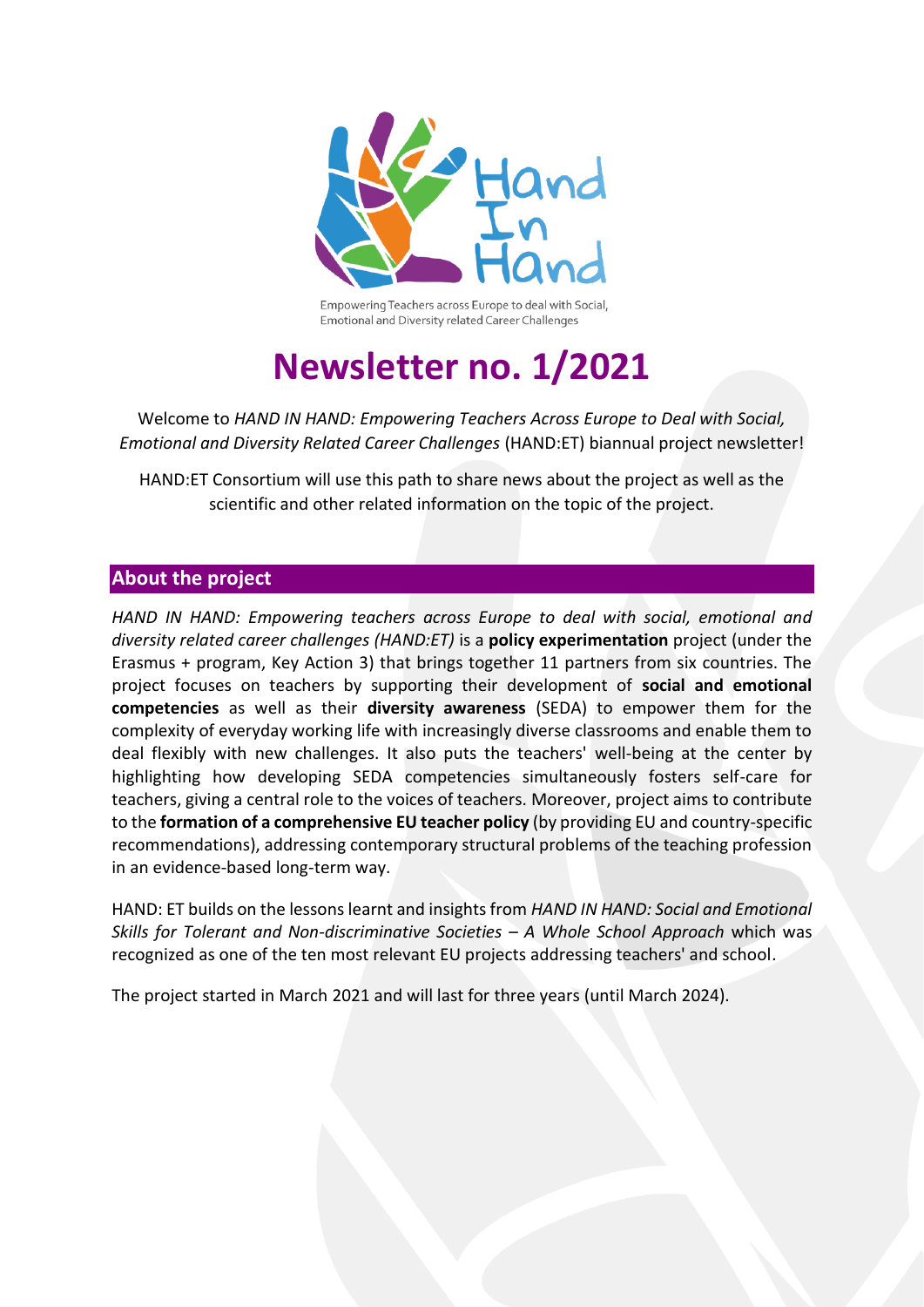Hand In Hand

Empowering Teachers across Europe to deal with Social, Emotional and Diversity related Career Challenges

# Newsletter no. 1/2021

Welcome to *HAND IN HAND: Empowering Teachers Across Europe to Deal with Social, Emotional and Diversity Related Career Challenges* (HAND:ET) biannual project newsletter!

HAND:ET Consortium will use this path to share news about the project as well as the scientific and other related information on the topic of the project.

## About the project

*HAND IN HAND: Empowering teachers across Europe to deal with social, emotional and diversity related career challenges (HAND:ET)* is a **policy experimentation** project (under the Erasmus + program, Key Action 3) that brings together 11 partners from six countries. The project focuses on teachers by supporting their development of **social and emotional competencies** as well as their **diversity awareness** (SEDA) to empower them for the complexity of everyday working life with increasingly diverse classrooms and enable them to deal flexibly with new challenges. It also puts the teachers' well-being at the center by highlighting how developing SEDA competencies simultaneously fosters self-care for teachers, giving a central role to the voices of teachers. Moreover, project aims to contribute to the **formation of a comprehensive EU teacher policy** (by providing EU and country-specific recommendations), addressing contemporary structural problems of the teaching profession in an evidence-based long-term way.

HAND: ET builds on the lessons learnt and insights from *HAND IN HAND: Social and Emotional Skills for Tolerant and Non-discriminative Societies – A Whole School Approach* which was recognized as one of the ten most relevant EU projects addressing teachers' and school.

The project started in March 2021 and will last for three years (until March 2024).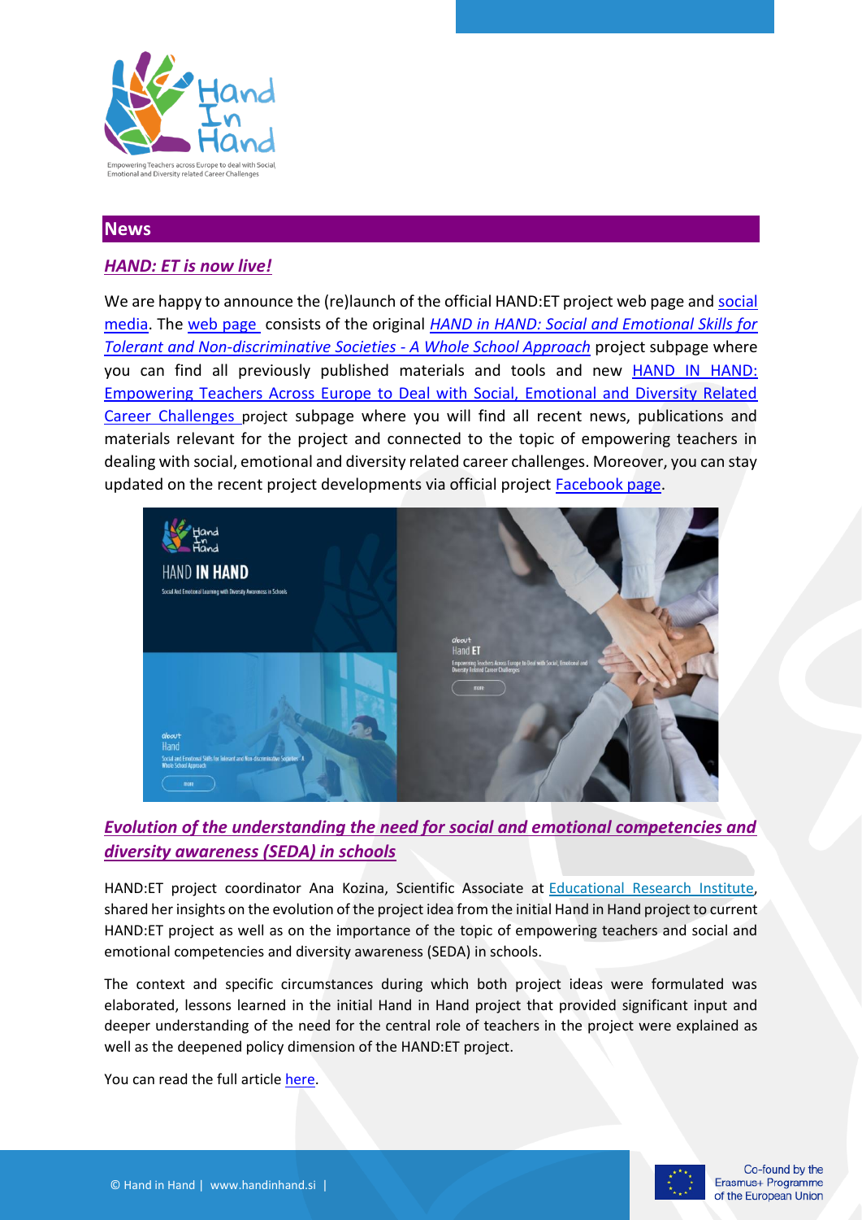## News

### *HAND: ET is now live!*

We are happy to announce the (re)launch of the official HAND:ET project web page and social media. The web page consists of the original *HAND in HAND: Social and Emotional Skills for Tolerant and Non-discriminative Societies - A Whole School Approach* project subpage where you can find all previously published materials and tools and new HAND IN HAND: Empowering Teachers Across Europe to Deal with Social, Emotional and Diversity Related Career Challenges project subpage where you will find all recent news, publications and materials relevant for the project and connected to the topic of empowering teachers in dealing with social, emotional and diversity related career challenges. Moreover, you can stay updated on the recent project developments via official project Facebook page.

### *Evolution of the understanding the need for social and emotional competencies and diversity awareness (SEDA) in schools*

HAND:ET project coordinator Ana Kozina, Scientific Associate at Educational Research Institute, shared her insights on the evolution of the project idea from the initial Hand in Hand project to current HAND:ET project as well as on the importance of the topic of empowering teachers and social and emotional competencies and diversity awareness (SEDA) in schools.

The context and specific circumstances during which both project ideas were formulated was elaborated, lessons learned in the initial Hand in Hand project that provided significant input and deeper understanding of the need for the central role of teachers in the project were explained as well as the deepened policy dimension of the HAND:ET project.

You can read the full article here.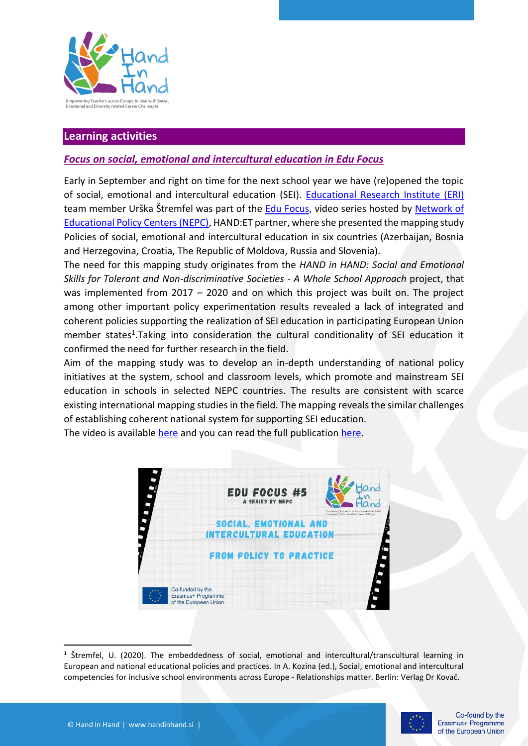## Learning activities

### *Focus on social, emotional and intercultural education in Edu Focus*

Early in September and right on time for the next school year we have (re)opened the topic of social, emotional and intercultural education (SEI). Educational Research Institute (ERI) team member Urška Štremfel was part of the Edu Focus, video series hosted by Network of Educational Policy Centers (NEPC), HAND:ET partner, where she presented the mapping study Policies of social, emotional and intercultural education in six countries (Azerbaijan, Bosnia and Herzegovina, Croatia, The Republic of Moldova, Russia and Slovenia).

The need for this mapping study originates from the *HAND in HAND: Social and Emotional Skills for Tolerant and Non-discriminative Societies - A Whole School Approach* project, that was implemented from 2017 – 2020 and on which this project was built on. The project among other important policy experimentation results revealed a lack of integrated and coherent policies supporting the realization of SEI education in participating European Union member states[1].Taking into consideration the cultural conditionality of SEI education it confirmed the need for further research in the field.

Aim of the mapping study was to develop an in-depth understanding of national policy initiatives at the system, school and classroom levels, which promote and mainstream SEI education in schools in selected NEPC countries. The results are consistent with scarce existing international mapping studies in the field. The mapping reveals the similar challenges of establishing coherent national system for supporting SEI education.

The video is available here and you can read the full publication here.

---

[1] Štremfel, U. (2020). The embeddedness of social, emotional and intercultural/transcultural learning in European and national educational policies and practices. In A. Kozina (ed.), Social, emotional and intercultural competencies for inclusive school environments across Europe - Relationships matter. Berlin: Verlag Dr Kovač.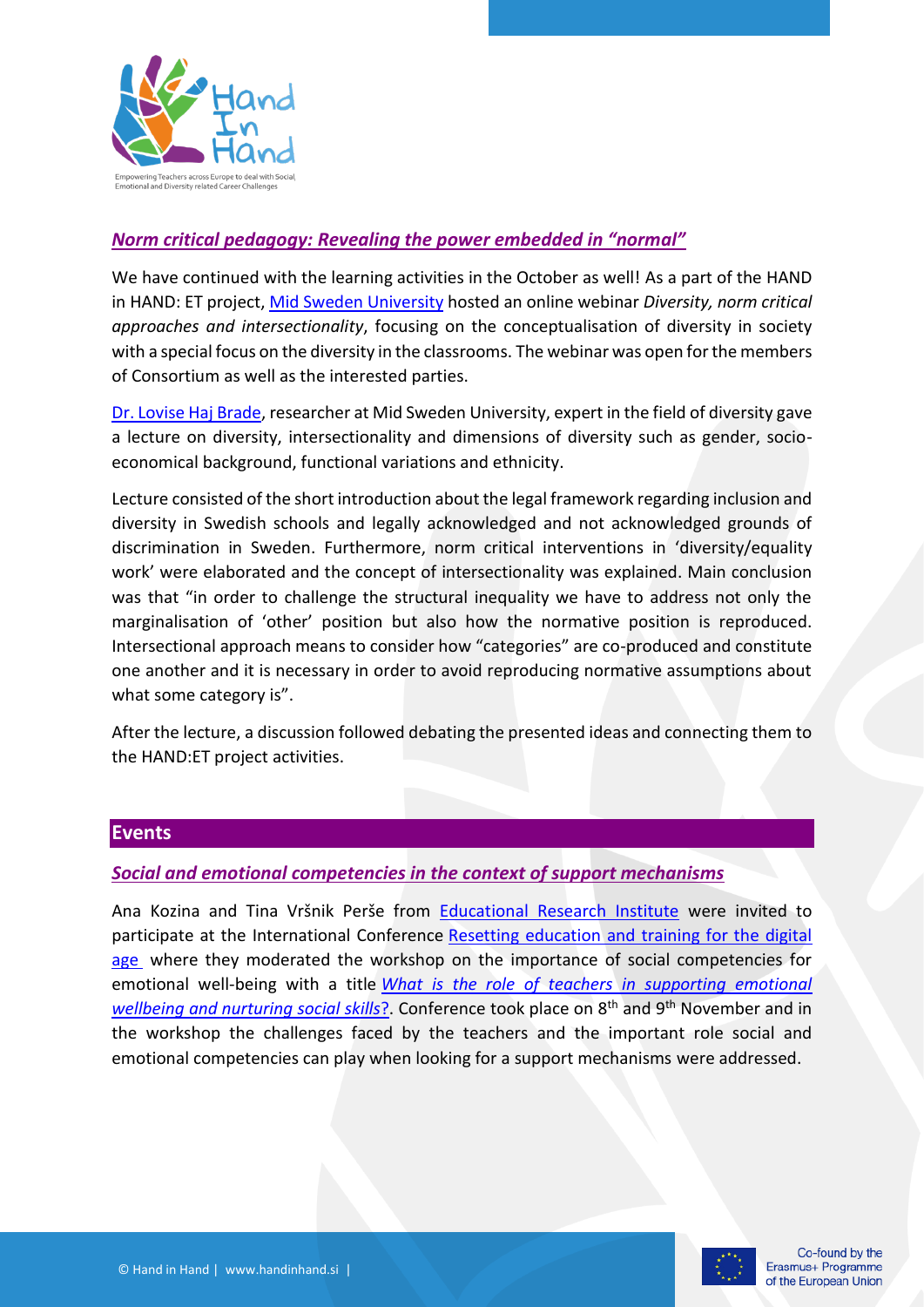## *Norm critical pedagogy: Revealing the power embedded in "normal"*

We have continued with the learning activities in the October as well! As a part of the HAND in HAND: ET project, Mid Sweden University hosted an online webinar *Diversity, norm critical approaches and intersectionality*, focusing on the conceptualisation of diversity in society with a special focus on the diversity in the classrooms. The webinar was open for the members of Consortium as well as the interested parties.

Dr. Lovise Haj Brade, researcher at Mid Sweden University, expert in the field of diversity gave a lecture on diversity, intersectionality and dimensions of diversity such as gender, socio-economical background, functional variations and ethnicity.

Lecture consisted of the short introduction about the legal framework regarding inclusion and diversity in Swedish schools and legally acknowledged and not acknowledged grounds of discrimination in Sweden. Furthermore, norm critical interventions in 'diversity/equality work' were elaborated and the concept of intersectionality was explained. Main conclusion was that "in order to challenge the structural inequality we have to address not only the marginalisation of 'other' position but also how the normative position is reproduced. Intersectional approach means to consider how "categories" are co-produced and constitute one another and it is necessary in order to avoid reproducing normative assumptions about what some category is".

After the lecture, a discussion followed debating the presented ideas and connecting them to the HAND:ET project activities.

# Events

## *Social and emotional competencies in the context of support mechanisms*

Ana Kozina and Tina Vršnik Perše from Educational Research Institute were invited to participate at the International Conference Resetting education and training for the digital age where they moderated the workshop on the importance of social competencies for emotional well-being with a title *What is the role of teachers in supporting emotional wellbeing and nurturing social skills*?. Conference took place on 8th and 9th November and in the workshop the challenges faced by the teachers and the important role social and emotional competencies can play when looking for a support mechanisms were addressed.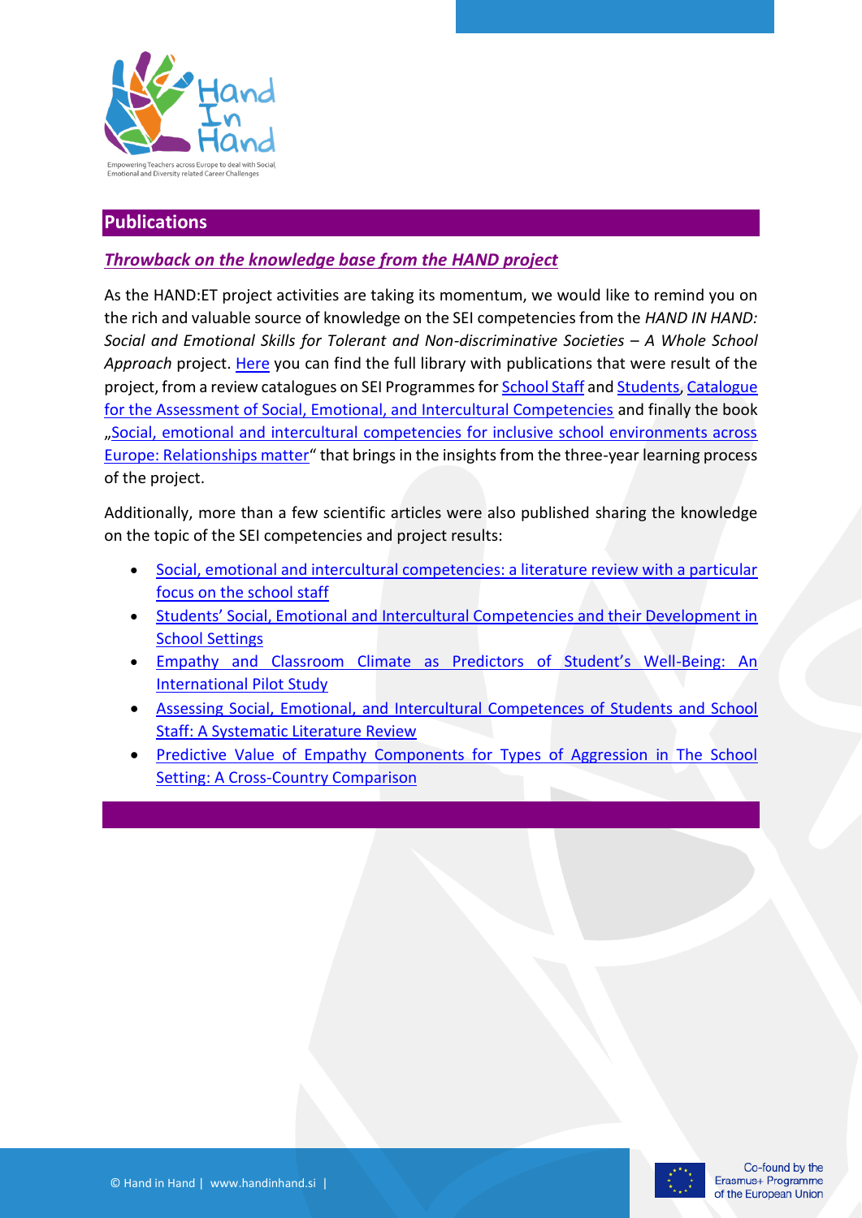## Publications

### *Throwback on the knowledge base from the HAND project*

As the HAND:ET project activities are taking its momentum, we would like to remind you on the rich and valuable source of knowledge on the SEI competencies from the *HAND IN HAND: Social and Emotional Skills for Tolerant and Non-discriminative Societies – A Whole School Approach* project. Here you can find the full library with publications that were result of the project, from a review catalogues on SEI Programmes for School Staff and Students, Catalogue for the Assessment of Social, Emotional, and Intercultural Competencies and finally the book „Social, emotional and intercultural competencies for inclusive school environments across Europe: Relationships matter" that brings in the insights from the three-year learning process of the project.

Additionally, more than a few scientific articles were also published sharing the knowledge on the topic of the SEI competencies and project results:

- Social, emotional and intercultural competencies: a literature review with a particular focus on the school staff
- Students' Social, Emotional and Intercultural Competencies and their Development in School Settings
- Empathy and Classroom Climate as Predictors of Student's Well-Being: An International Pilot Study
- Assessing Social, Emotional, and Intercultural Competences of Students and School Staff: A Systematic Literature Review
- Predictive Value of Empathy Components for Types of Aggression in The School Setting: A Cross-Country Comparison